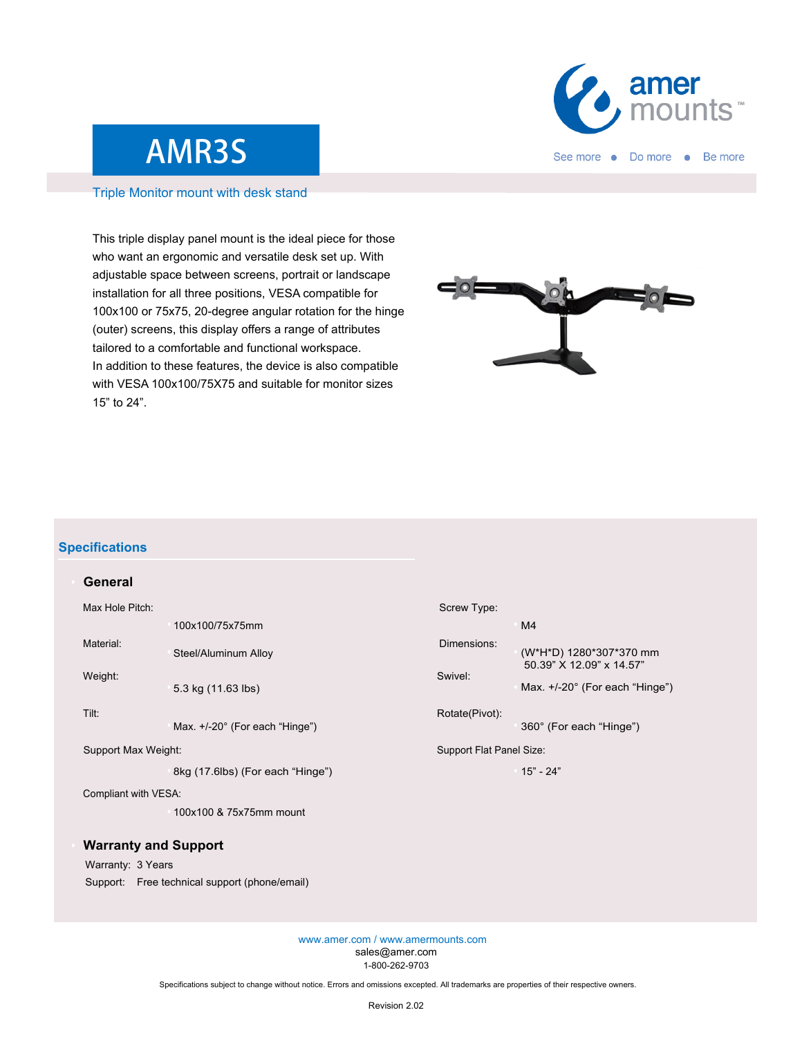amer mounts™

See more • Do more • Be more

# AMR3S

Triple Monitor mount with desk stand

This triple display panel mount is the ideal piece for those who want an ergonomic and versatile desk set up. With adjustable space between screens, portrait or landscape installation for all three positions, VESA compatible for 100x100 or 75x75, 20-degree angular rotation for the hinge (outer) screens, this display offers a range of attributes tailored to a comfortable and functional workspace.
In addition to these features, the device is also compatible with VESA 100x100/75X75 and suitable for monitor sizes 15" to 24".

## Specifications

### General

Max Hole Pitch:
- 100x100/75x75mm

Material:
- Steel/Aluminum Alloy

Weight:
- 5.3 kg (11.63 lbs)

Tilt:
- Max. +/-20° (For each "Hinge")

Support Max Weight:
- 8kg (17.6lbs) (For each "Hinge")

Compliant with VESA:
- 100x100 & 75x75mm mount

Screw Type:
- M4

Dimensions:
- (W*H*D) 1280*307*370 mm
  50.39" X 12.09" x 14.57"

Swivel:
- Max. +/-20° (For each "Hinge")

Rotate(Pivot):
- 360° (For each "Hinge")

Support Flat Panel Size:
- 15" - 24"

### Warranty and Support

Warranty: 3 Years

Support: Free technical support (phone/email)

www.amer.com / www.amermounts.com
sales@amer.com
1-800-262-9703

Specifications subject to change without notice. Errors and omissions excepted. All trademarks are properties of their respective owners.

Revision 2.02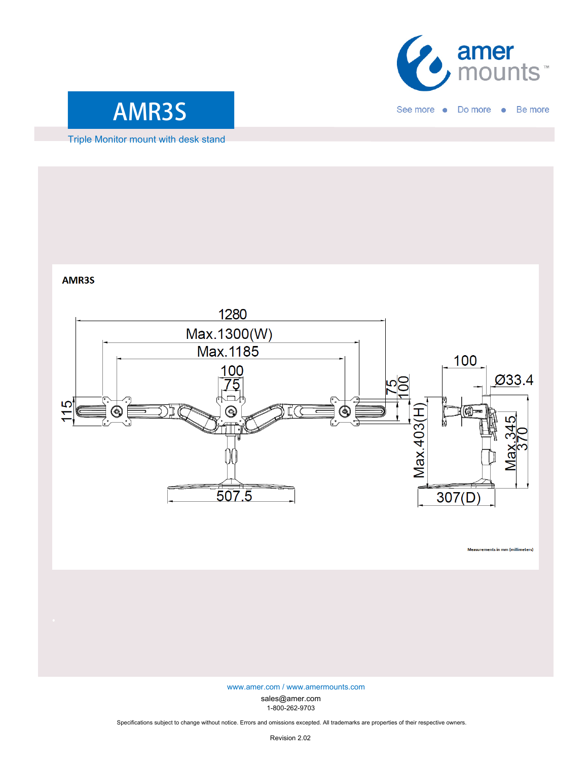# AMR3S

Triple Monitor mount with desk stand

See more ● Do more ● Be more

**AMR3S**

1280

Max.1300(W)

Max.1185

100

75

115

75

100

Max.403(H)

507.5

100

Ø33.4

Max.345

370

307(D)

Measurements in mm (millimeters)

www.amer.com / www.amermounts.com

sales@amer.com

1-800-262-9703

Specifications subject to change without notice. Errors and omissions excepted. All trademarks are properties of their respective owners.

Revision 2.02